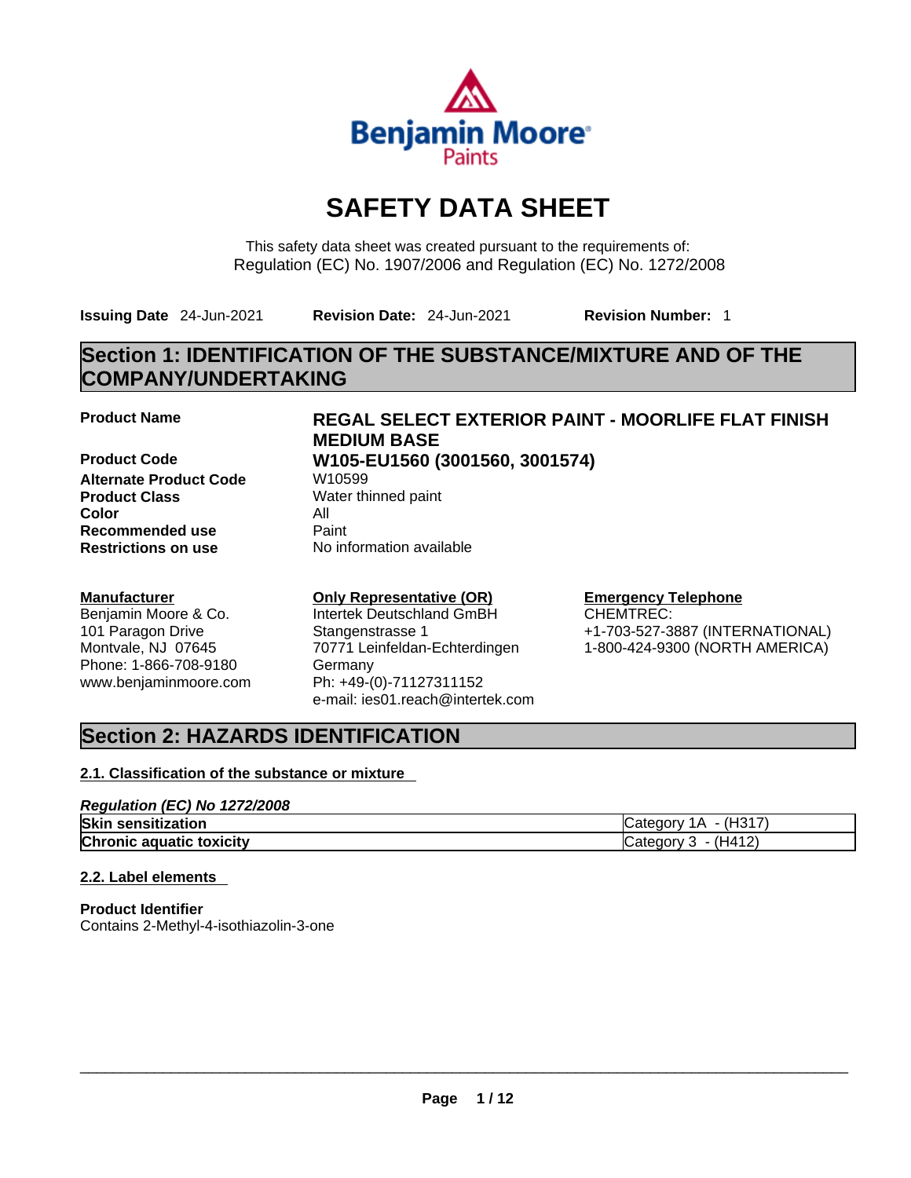# SAFETY DATA SHEET

This safety data sheet was created pursuant to the requirements of:
Regulation (EC) No. 1907/2006 and Regulation (EC) No. 1272/2008

**Issuing Date** 24-Jun-2021 **Revision Date:** 24-Jun-2021 **Revision Number:** 1

## Section 1: IDENTIFICATION OF THE SUBSTANCE/MIXTURE AND OF THE COMPANY/UNDERTAKING

| | |
|---|---|
| **Product Name** | **REGAL SELECT EXTERIOR PAINT - MOORLIFE FLAT FINISH MEDIUM BASE** |
| **Product Code** | **W105-EU1560 (3001560, 3001574)** |
| **Alternate Product Code** | W10599 |
| **Product Class** | Water thinned paint |
| **Color** | All |
| **Recommended use** | Paint |
| **Restrictions on use** | No information available |

**Manufacturer**
Benjamin Moore & Co.
101 Paragon Drive
Montvale, NJ 07645
Phone: 1-866-708-9180
www.benjaminmoore.com

**Only Representative (OR)**
Intertek Deutschland GmbH
Stangenstrasse 1
70771 Leinfeldan-Echterdingen
Germany
Ph: +49-(0)-71127311152
e-mail: ies01.reach@intertek.com

**Emergency Telephone**
CHEMTREC:
+1-703-527-3887 (INTERNATIONAL)
1-800-424-9300 (NORTH AMERICA)

## Section 2: HAZARDS IDENTIFICATION

### 2.1. Classification of the substance or mixture

***Regulation (EC) No 1272/2008***

| | |
|---|---|
| **Skin sensitization** | Category 1A - (H317) |
| **Chronic aquatic toxicity** | Category 3 - (H412) |

### 2.2. Label elements

**Product Identifier**
Contains 2-Methyl-4-isothiazolin-3-one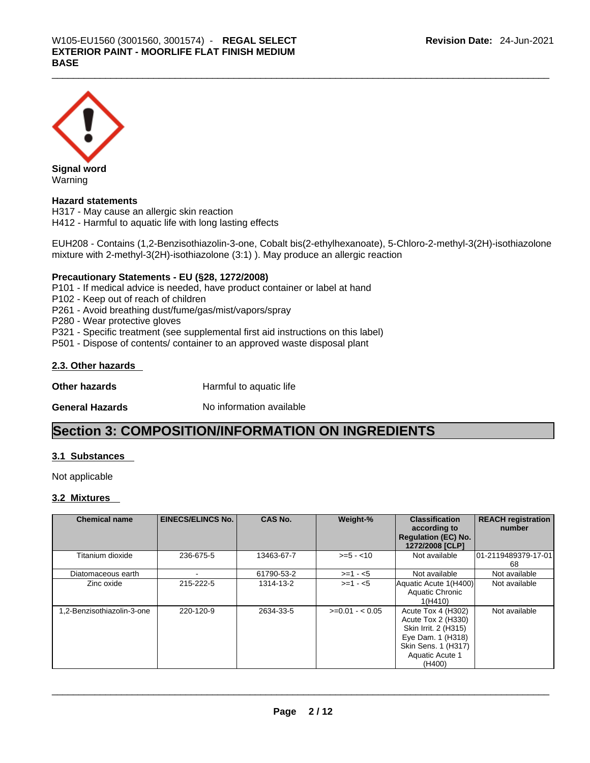**Signal word**
Warning

**Hazard statements**
H317 - May cause an allergic skin reaction
H412 - Harmful to aquatic life with long lasting effects

EUH208 - Contains (1,2-Benzisothiazolin-3-one, Cobalt bis(2-ethylhexanoate), 5-Chloro-2-methyl-3(2H)-isothiazolone mixture with 2-methyl-3(2H)-isothiazolone (3:1) ). May produce an allergic reaction

**Precautionary Statements - EU (§28, 1272/2008)**
P101 - If medical advice is needed, have product container or label at hand
P102 - Keep out of reach of children
P261 - Avoid breathing dust/fume/gas/mist/vapors/spray
P280 - Wear protective gloves
P321 - Specific treatment (see supplemental first aid instructions on this label)
P501 - Dispose of contents/ container to an approved waste disposal plant

### 2.3. Other hazards

**Other hazards** Harmful to aquatic life

**General Hazards** No information available

## Section 3: COMPOSITION/INFORMATION ON INGREDIENTS

### 3.1 Substances

Not applicable

### 3.2 Mixtures

| Chemical name | EINECS/ELINCS No. | CAS No. | Weight-% | Classification according to Regulation (EC) No. 1272/2008 [CLP] | REACH registration number |
|---|---|---|---|---|---|
| Titanium dioxide | 236-675-5 | 13463-67-7 | >=5 - <10 | Not available | 01-2119489379-17-0168 |
| Diatomaceous earth | - | 61790-53-2 | >=1 - <5 | Not available | Not available |
| Zinc oxide | 215-222-5 | 1314-13-2 | >=1 - <5 | Aquatic Acute 1(H400) Aquatic Chronic 1(H410) | Not available |
| 1,2-Benzisothiazolin-3-one | 220-120-9 | 2634-33-5 | >=0.01 - < 0.05 | Acute Tox 4 (H302) Acute Tox 2 (H330) Skin Irrit. 2 (H315) Eye Dam. 1 (H318) Skin Sens. 1 (H317) Aquatic Acute 1 (H400) | Not available |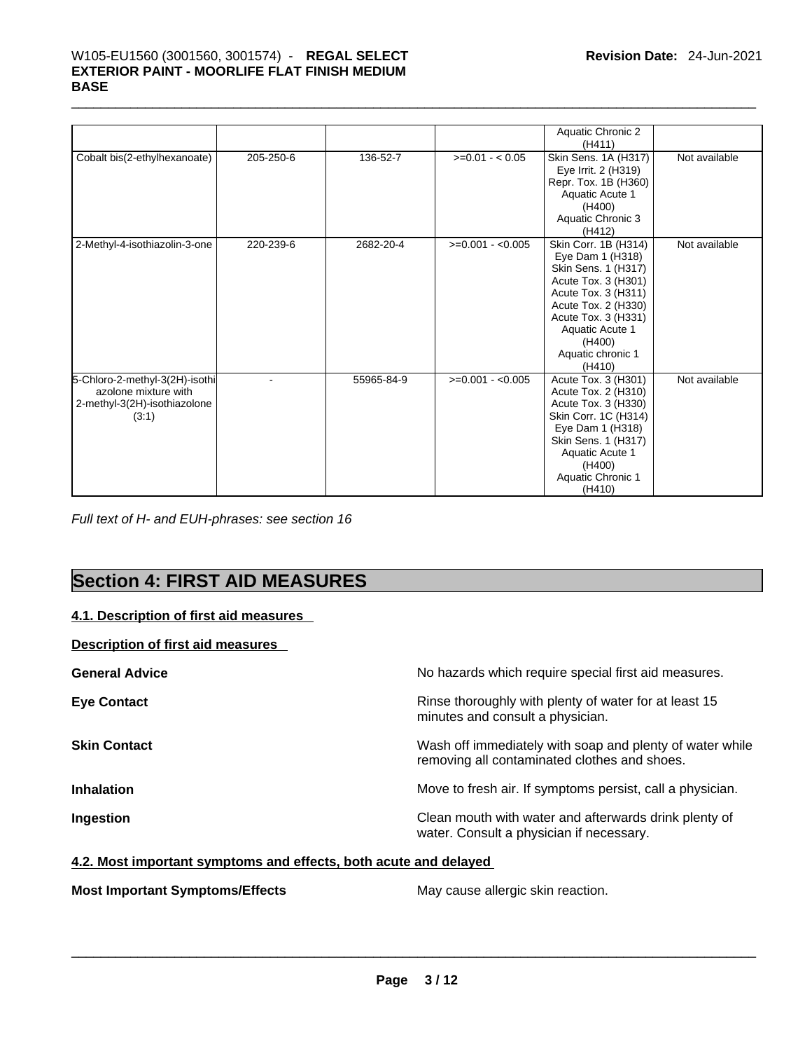| | | | | | |
|---|---|---|---|---|---|
| | | | | Aquatic Chronic 2 (H411) | |
| Cobalt bis(2-ethylhexanoate) | 205-250-6 | 136-52-7 | >=0.01 - < 0.05 | Skin Sens. 1A (H317) Eye Irrit. 2 (H319) Repr. Tox. 1B (H360) Aquatic Acute 1 (H400) Aquatic Chronic 3 (H412) | Not available |
| 2-Methyl-4-isothiazolin-3-one | 220-239-6 | 2682-20-4 | >=0.001 - <0.005 | Skin Corr. 1B (H314) Eye Dam 1 (H318) Skin Sens. 1 (H317) Acute Tox. 3 (H301) Acute Tox. 3 (H311) Acute Tox. 2 (H330) Acute Tox. 3 (H331) Aquatic Acute 1 (H400) Aquatic chronic 1 (H410) | Not available |
| 5-Chloro-2-methyl-3(2H)-isothiazolone mixture with 2-methyl-3(2H)-isothiazolone (3:1) | - | 55965-84-9 | >=0.001 - <0.005 | Acute Tox. 3 (H301) Acute Tox. 2 (H310) Acute Tox. 3 (H330) Skin Corr. 1C (H314) Eye Dam 1 (H318) Skin Sens. 1 (H317) Aquatic Acute 1 (H400) Aquatic Chronic 1 (H410) | Not available |

*Full text of H- and EUH-phrases: see section 16*

# Section 4: FIRST AID MEASURES

### 4.1. Description of first aid measures

**Description of first aid measures**

**General Advice** No hazards which require special first aid measures.

**Eye Contact** Rinse thoroughly with plenty of water for at least 15 minutes and consult a physician.

**Skin Contact** Wash off immediately with soap and plenty of water while removing all contaminated clothes and shoes.

**Inhalation** Move to fresh air. If symptoms persist, call a physician.

**Ingestion** Clean mouth with water and afterwards drink plenty of water. Consult a physician if necessary.

### 4.2. Most important symptoms and effects, both acute and delayed

**Most Important Symptoms/Effects** May cause allergic skin reaction.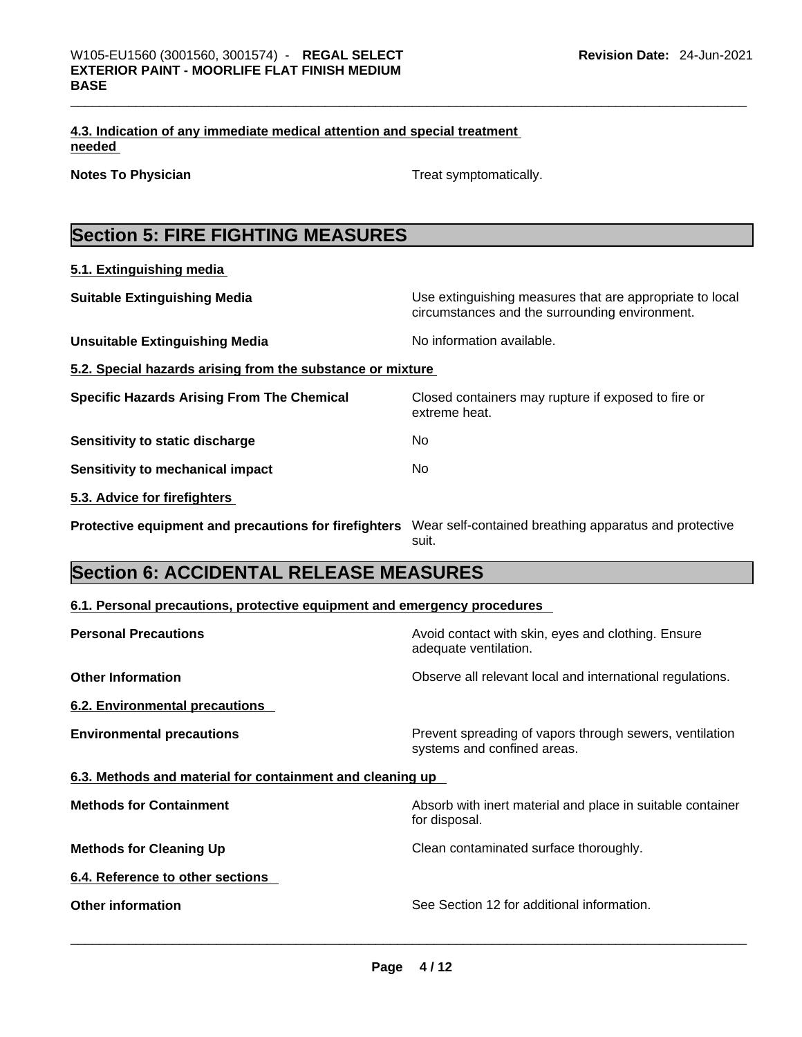**4.3. Indication of any immediate medical attention and special treatment needed**

**Notes To Physician** Treat symptomatically.

## Section 5: FIRE FIGHTING MEASURES

**5.1. Extinguishing media**

**Suitable Extinguishing Media** Use extinguishing measures that are appropriate to local circumstances and the surrounding environment.

**Unsuitable Extinguishing Media** No information available.

**5.2. Special hazards arising from the substance or mixture**

**Specific Hazards Arising From The Chemical** Closed containers may rupture if exposed to fire or extreme heat.

**Sensitivity to static discharge** No

**Sensitivity to mechanical impact** No

**5.3. Advice for firefighters**

**Protective equipment and precautions for firefighters** Wear self-contained breathing apparatus and protective suit.

## Section 6: ACCIDENTAL RELEASE MEASURES

**6.1. Personal precautions, protective equipment and emergency procedures**

**Personal Precautions** Avoid contact with skin, eyes and clothing. Ensure adequate ventilation.

**Other Information** Observe all relevant local and international regulations.

**6.2. Environmental precautions**

**Environmental precautions** Prevent spreading of vapors through sewers, ventilation systems and confined areas.

**6.3. Methods and material for containment and cleaning up**

**Methods for Containment** Absorb with inert material and place in suitable container for disposal.

**Methods for Cleaning Up** Clean contaminated surface thoroughly.

**6.4. Reference to other sections**

**Other information** See Section 12 for additional information.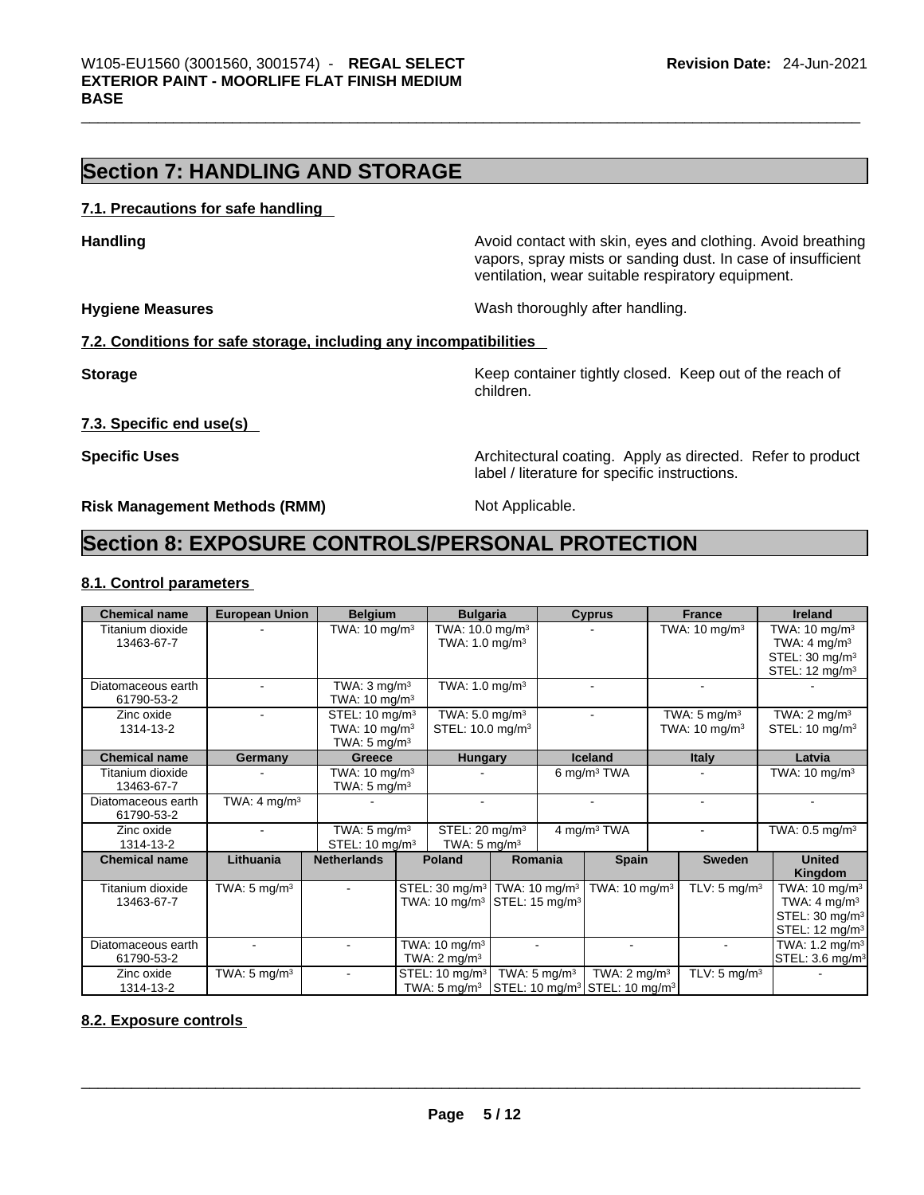## Section 7: HANDLING AND STORAGE

### 7.1. Precautions for safe handling

**Handling** Avoid contact with skin, eyes and clothing. Avoid breathing vapors, spray mists or sanding dust. In case of insufficient ventilation, wear suitable respiratory equipment.

**Hygiene Measures** Wash thoroughly after handling.

### 7.2. Conditions for safe storage, including any incompatibilities

**Storage** Keep container tightly closed. Keep out of the reach of children.

### 7.3. Specific end use(s)

**Specific Uses** Architectural coating. Apply as directed. Refer to product label / literature for specific instructions.

**Risk Management Methods (RMM)** Not Applicable.

## Section 8: EXPOSURE CONTROLS/PERSONAL PROTECTION

### 8.1. Control parameters

| Chemical name | European Union | Belgium | Bulgaria | Cyprus | France | Ireland |
|---|---|---|---|---|---|---|
| Titanium dioxide 13463-67-7 | - | TWA: 10 mg/m³ | TWA: 10.0 mg/m³ TWA: 1.0 mg/m³ | - | TWA: 10 mg/m³ | TWA: 10 mg/m³ TWA: 4 mg/m³ STEL: 30 mg/m³ STEL: 12 mg/m³ |
| Diatomaceous earth 61790-53-2 | - | TWA: 3 mg/m³ TWA: 10 mg/m³ | TWA: 1.0 mg/m³ | - | - | - |
| Zinc oxide 1314-13-2 | - | STEL: 10 mg/m³ TWA: 10 mg/m³ TWA: 5 mg/m³ | TWA: 5.0 mg/m³ STEL: 10.0 mg/m³ | - | TWA: 5 mg/m³ TWA: 10 mg/m³ | TWA: 2 mg/m³ STEL: 10 mg/m³ |

| Chemical name | Germany | Greece | Hungary | Iceland | Italy | Latvia |
|---|---|---|---|---|---|---|
| Titanium dioxide 13463-67-7 | - | TWA: 10 mg/m³ TWA: 5 mg/m³ | - | 6 mg/m³ TWA | - | TWA: 10 mg/m³ |
| Diatomaceous earth 61790-53-2 | TWA: 4 mg/m³ | - | - | - | - | - |
| Zinc oxide 1314-13-2 | - | TWA: 5 mg/m³ STEL: 10 mg/m³ | STEL: 20 mg/m³ TWA: 5 mg/m³ | 4 mg/m³ TWA | - | TWA: 0.5 mg/m³ |

| Chemical name | Lithuania | Netherlands | Poland | Romania | Spain | Sweden | United Kingdom |
|---|---|---|---|---|---|---|---|
| Titanium dioxide 13463-67-7 | TWA: 5 mg/m³ | - | STEL: 30 mg/m³ TWA: 10 mg/m³ | TWA: 10 mg/m³ STEL: 15 mg/m³ | TWA: 10 mg/m³ | TLV: 5 mg/m³ | TWA: 10 mg/m³ TWA: 4 mg/m³ STEL: 30 mg/m³ STEL: 12 mg/m³ |
| Diatomaceous earth 61790-53-2 | - | - | TWA: 10 mg/m³ TWA: 2 mg/m³ | - | - | - | TWA: 1.2 mg/m³ STEL: 3.6 mg/m³ |
| Zinc oxide 1314-13-2 | TWA: 5 mg/m³ | - | STEL: 10 mg/m³ TWA: 5 mg/m³ | TWA: 5 mg/m³ STEL: 10 mg/m³ | TWA: 2 mg/m³ STEL: 10 mg/m³ | TLV: 5 mg/m³ | - |

### 8.2. Exposure controls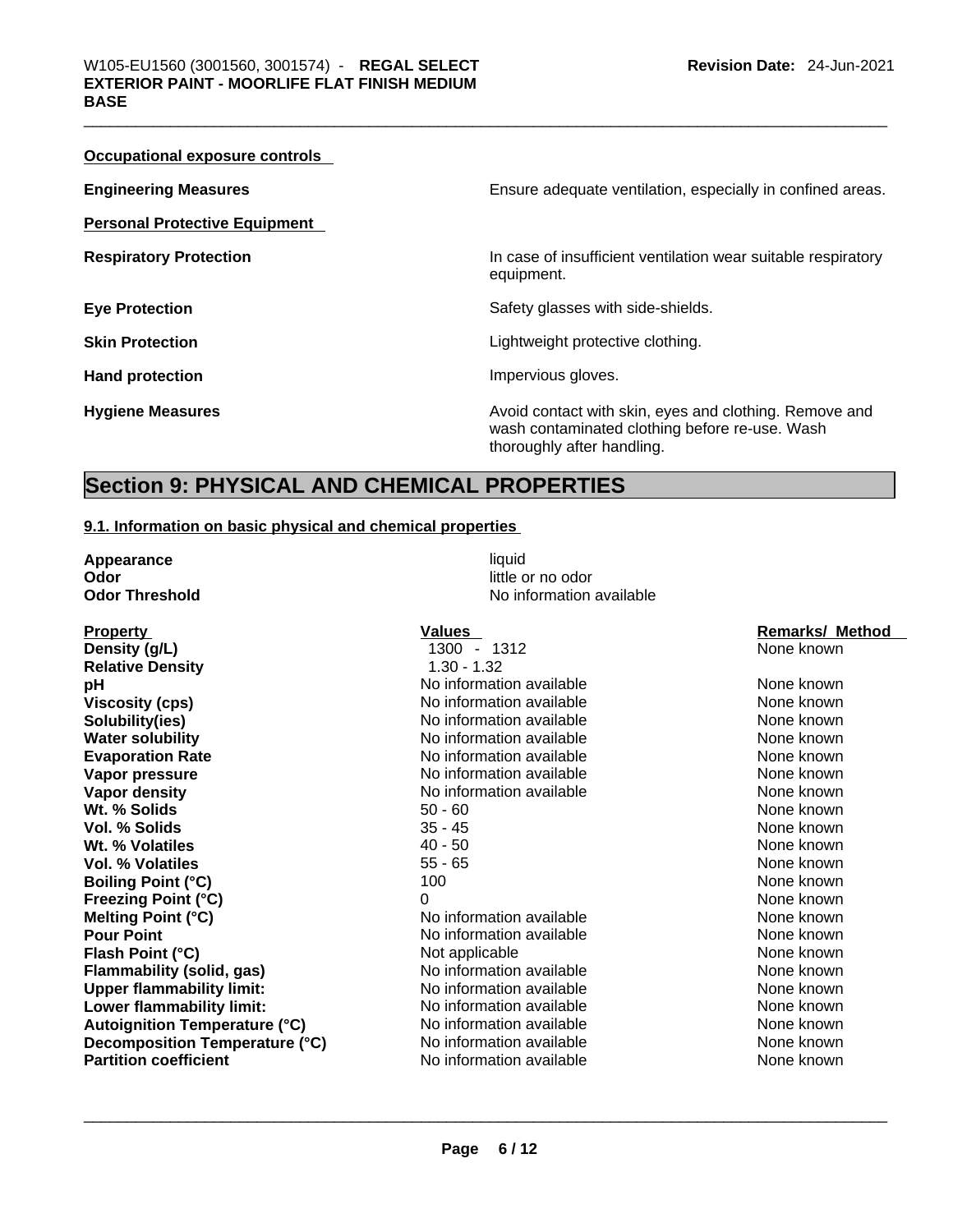**Occupational exposure controls**

| | |
|---|---|
| **Engineering Measures** | Ensure adequate ventilation, especially in confined areas. |

**Personal Protective Equipment**

| | |
|---|---|
| **Respiratory Protection** | In case of insufficient ventilation wear suitable respiratory equipment. |
| **Eye Protection** | Safety glasses with side-shields. |
| **Skin Protection** | Lightweight protective clothing. |
| **Hand protection** | Impervious gloves. |
| **Hygiene Measures** | Avoid contact with skin, eyes and clothing. Remove and wash contaminated clothing before re-use. Wash thoroughly after handling. |

# Section 9: PHYSICAL AND CHEMICAL PROPERTIES

## 9.1. Information on basic physical and chemical properties

| | |
|---|---|
| **Appearance** | liquid |
| **Odor** | little or no odor |
| **Odor Threshold** | No information available |

| Property | Values | Remarks/ Method |
|---|---|---|
| **Density (g/L)** | 1300 - 1312 | None known |
| **Relative Density** | 1.30 - 1.32 | |
| **pH** | No information available | None known |
| **Viscosity (cps)** | No information available | None known |
| **Solubility(ies)** | No information available | None known |
| **Water solubility** | No information available | None known |
| **Evaporation Rate** | No information available | None known |
| **Vapor pressure** | No information available | None known |
| **Vapor density** | No information available | None known |
| **Wt. % Solids** | 50 - 60 | None known |
| **Vol. % Solids** | 35 - 45 | None known |
| **Wt. % Volatiles** | 40 - 50 | None known |
| **Vol. % Volatiles** | 55 - 65 | None known |
| **Boiling Point (°C)** | 100 | None known |
| **Freezing Point (°C)** | 0 | None known |
| **Melting Point (°C)** | No information available | None known |
| **Pour Point** | No information available | None known |
| **Flash Point (°C)** | Not applicable | None known |
| **Flammability (solid, gas)** | No information available | None known |
| **Upper flammability limit:** | No information available | None known |
| **Lower flammability limit:** | No information available | None known |
| **Autoignition Temperature (°C)** | No information available | None known |
| **Decomposition Temperature (°C)** | No information available | None known |
| **Partition coefficient** | No information available | None known |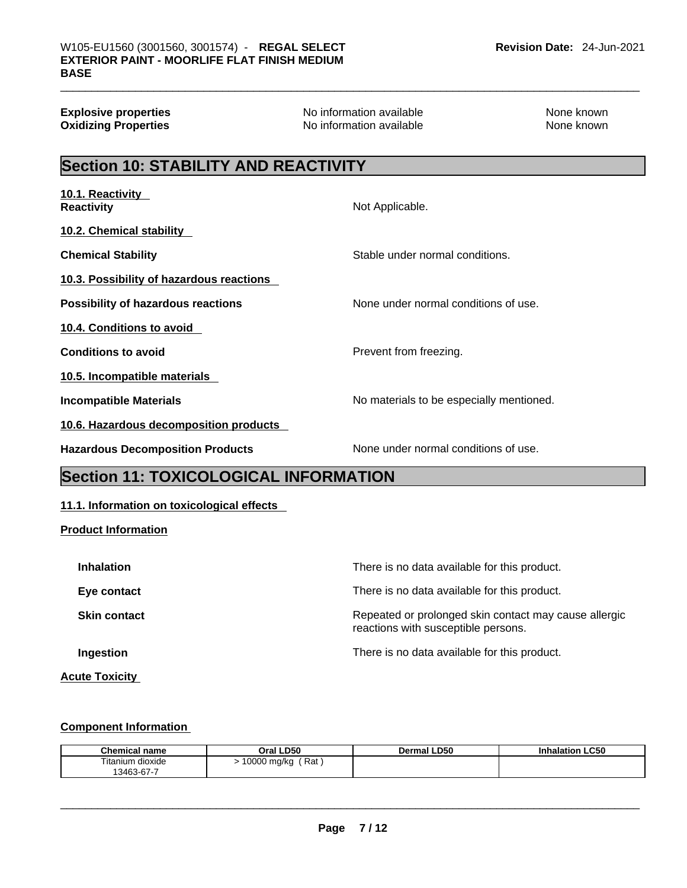| | | |
|---|---|---|
| **Explosive properties** | No information available | None known |
| **Oxidizing Properties** | No information available | None known |

## Section 10: STABILITY AND REACTIVITY

**10.1. Reactivity**

**Reactivity** Not Applicable.

**10.2. Chemical stability**

**Chemical Stability** Stable under normal conditions.

**10.3. Possibility of hazardous reactions**

**Possibility of hazardous reactions** None under normal conditions of use.

**10.4. Conditions to avoid**

**Conditions to avoid** Prevent from freezing.

**10.5. Incompatible materials**

**Incompatible Materials** No materials to be especially mentioned.

**10.6. Hazardous decomposition products**

**Hazardous Decomposition Products** None under normal conditions of use.

## Section 11: TOXICOLOGICAL INFORMATION

**11.1. Information on toxicological effects**

**Product Information**

**Inhalation** There is no data available for this product.

**Eye contact** There is no data available for this product.

**Skin contact** Repeated or prolonged skin contact may cause allergic reactions with susceptible persons.

**Ingestion** There is no data available for this product.

**Acute Toxicity**

**Component Information**

| Chemical name | Oral LD50 | Dermal LD50 | Inhalation LC50 |
|---|---|---|---|
| Titanium dioxide<br>13463-67-7 | > 10000 mg/kg ( Rat ) | | |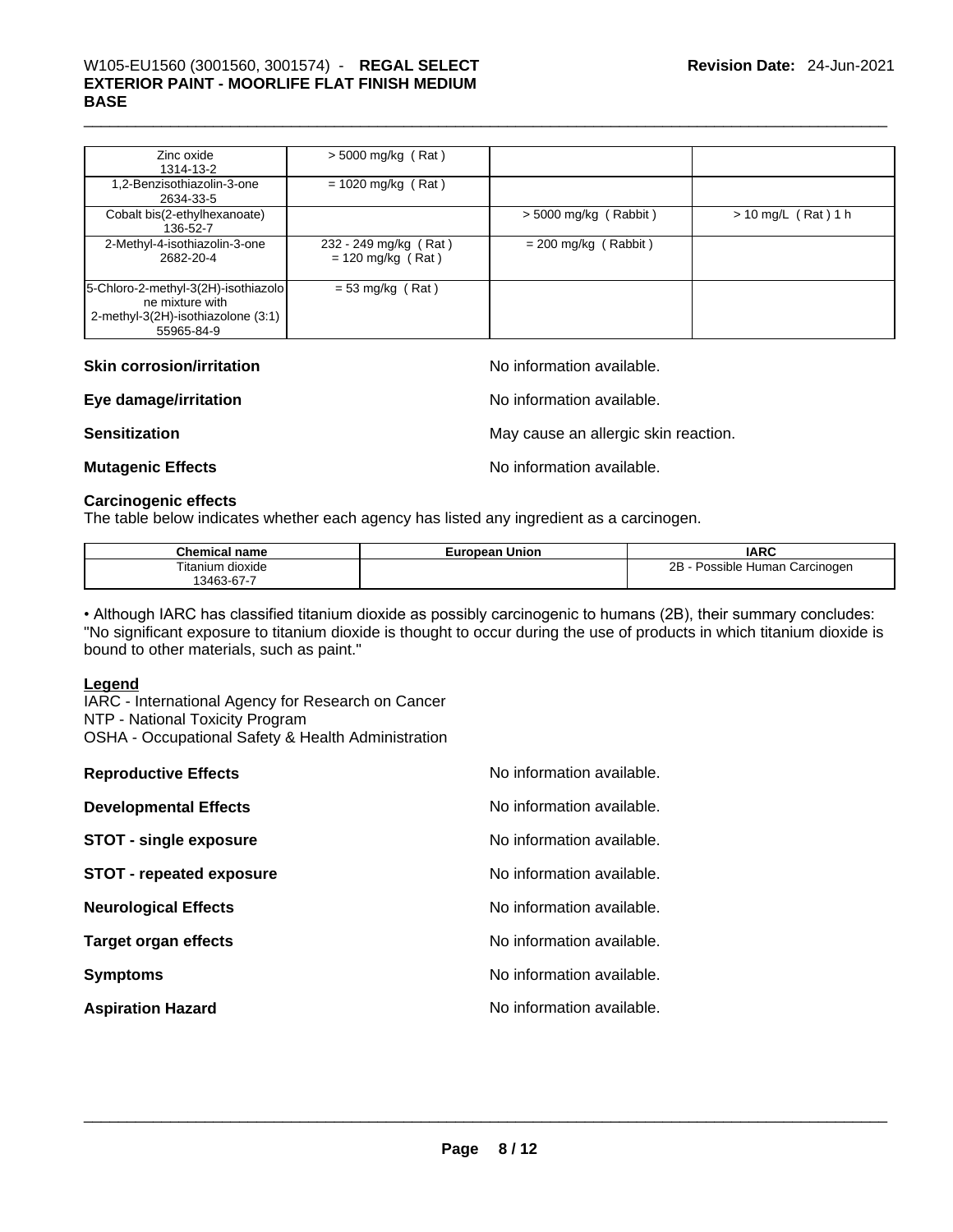| | | | |
|---|---|---|---|
| Zinc oxide<br>1314-13-2 | > 5000 mg/kg ( Rat ) | | |
| 1,2-Benzisothiazolin-3-one<br>2634-33-5 | = 1020 mg/kg ( Rat ) | | |
| Cobalt bis(2-ethylhexanoate)<br>136-52-7 | | > 5000 mg/kg ( Rabbit ) | > 10 mg/L ( Rat ) 1 h |
| 2-Methyl-4-isothiazolin-3-one<br>2682-20-4 | 232 - 249 mg/kg ( Rat )<br>= 120 mg/kg ( Rat ) | = 200 mg/kg ( Rabbit ) | |
| 5-Chloro-2-methyl-3(2H)-isothiazolone mixture with 2-methyl-3(2H)-isothiazolone (3:1)<br>55965-84-9 | = 53 mg/kg ( Rat ) | | |

**Skin corrosion/irritation** No information available.

**Eye damage/irritation** No information available.

**Sensitization** May cause an allergic skin reaction.

**Mutagenic Effects** No information available.

**Carcinogenic effects**

The table below indicates whether each agency has listed any ingredient as a carcinogen.

| Chemical name | European Union | IARC |
|---|---|---|
| Titanium dioxide<br>13463-67-7 | | 2B - Possible Human Carcinogen |

• Although IARC has classified titanium dioxide as possibly carcinogenic to humans (2B), their summary concludes: "No significant exposure to titanium dioxide is thought to occur during the use of products in which titanium dioxide is bound to other materials, such as paint."

**Legend**

IARC - International Agency for Research on Cancer
NTP - National Toxicity Program
OSHA - Occupational Safety & Health Administration

**Reproductive Effects** No information available.

**Developmental Effects** No information available.

**STOT - single exposure** No information available.

**STOT - repeated exposure** No information available.

**Neurological Effects** No information available.

**Target organ effects** No information available.

**Symptoms** No information available.

**Aspiration Hazard** No information available.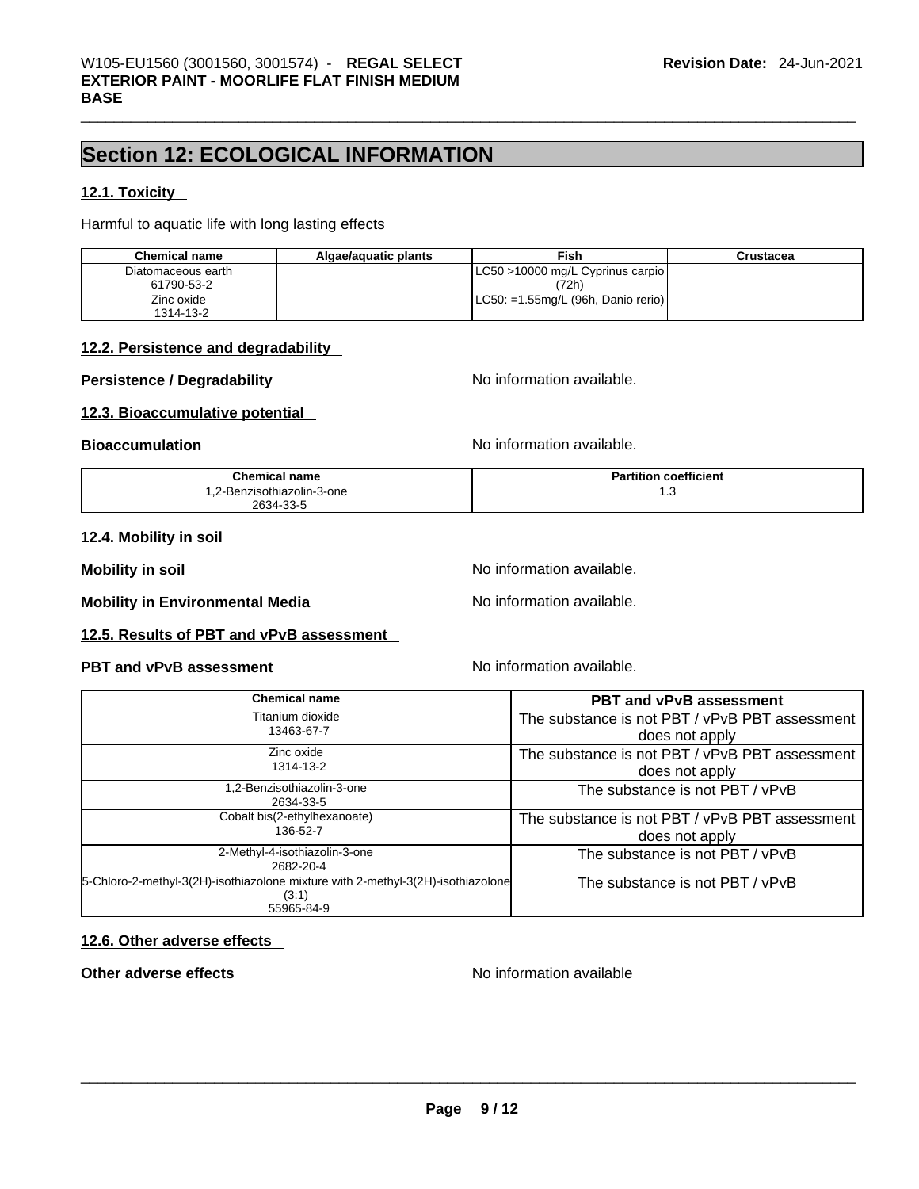# Section 12: ECOLOGICAL INFORMATION

## 12.1. Toxicity

Harmful to aquatic life with long lasting effects

| Chemical name | Algae/aquatic plants | Fish | Crustacea |
|---|---|---|---|
| Diatomaceous earth 61790-53-2 | | LC50 >10000 mg/L Cyprinus carpio (72h) | |
| Zinc oxide 1314-13-2 | | LC50: =1.55mg/L (96h, Danio rerio) | |

## 12.2. Persistence and degradability

**Persistence / Degradability** No information available.

## 12.3. Bioaccumulative potential

**Bioaccumulation** No information available.

| Chemical name | Partition coefficient |
|---|---|
| 1,2-Benzisothiazolin-3-one 2634-33-5 | 1.3 |

## 12.4. Mobility in soil

**Mobility in soil** No information available.

**Mobility in Environmental Media** No information available.

## 12.5. Results of PBT and vPvB assessment

**PBT and vPvB assessment** No information available.

| Chemical name | PBT and vPvB assessment |
|---|---|
| Titanium dioxide 13463-67-7 | The substance is not PBT / vPvB PBT assessment does not apply |
| Zinc oxide 1314-13-2 | The substance is not PBT / vPvB PBT assessment does not apply |
| 1,2-Benzisothiazolin-3-one 2634-33-5 | The substance is not PBT / vPvB |
| Cobalt bis(2-ethylhexanoate) 136-52-7 | The substance is not PBT / vPvB PBT assessment does not apply |
| 2-Methyl-4-isothiazolin-3-one 2682-20-4 | The substance is not PBT / vPvB |
| 5-Chloro-2-methyl-3(2H)-isothiazolone mixture with 2-methyl-3(2H)-isothiazolone (3:1) 55965-84-9 | The substance is not PBT / vPvB |

## 12.6. Other adverse effects

**Other adverse effects** No information available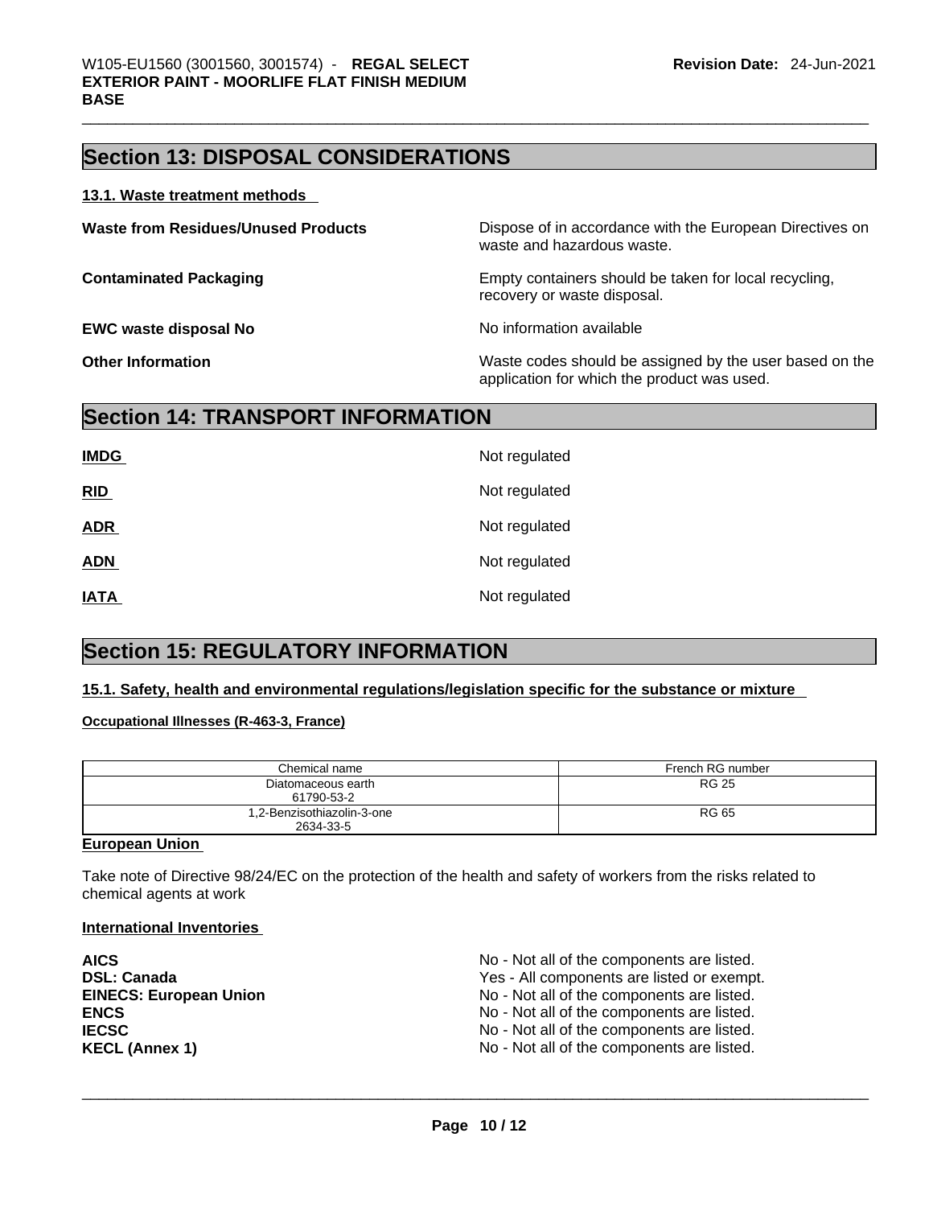## Section 13: DISPOSAL CONSIDERATIONS

### 13.1. Waste treatment methods

**Waste from Residues/Unused Products** Dispose of in accordance with the European Directives on waste and hazardous waste.

**Contaminated Packaging** Empty containers should be taken for local recycling, recovery or waste disposal.

**EWC waste disposal No** No information available

**Other Information** Waste codes should be assigned by the user based on the application for which the product was used.

## Section 14: TRANSPORT INFORMATION

**IMDG** Not regulated

**RID** Not regulated

**ADR** Not regulated

**ADN** Not regulated

**IATA** Not regulated

## Section 15: REGULATORY INFORMATION

### 15.1. Safety, health and environmental regulations/legislation specific for the substance or mixture

**Occupational Illnesses (R-463-3, France)**

| Chemical name | French RG number |
| --- | --- |
| Diatomaceous earth 61790-53-2 | RG 25 |
| 1,2-Benzisothiazolin-3-one 2634-33-5 | RG 65 |

**European Union**

Take note of Directive 98/24/EC on the protection of the health and safety of workers from the risks related to chemical agents at work

**International Inventories**

**AICS** No - Not all of the components are listed.
**DSL: Canada** Yes - All components are listed or exempt.
**EINECS: European Union** No - Not all of the components are listed.
**ENCS** No - Not all of the components are listed.
**IECSC** No - Not all of the components are listed.
**KECL (Annex 1)** No - Not all of the components are listed.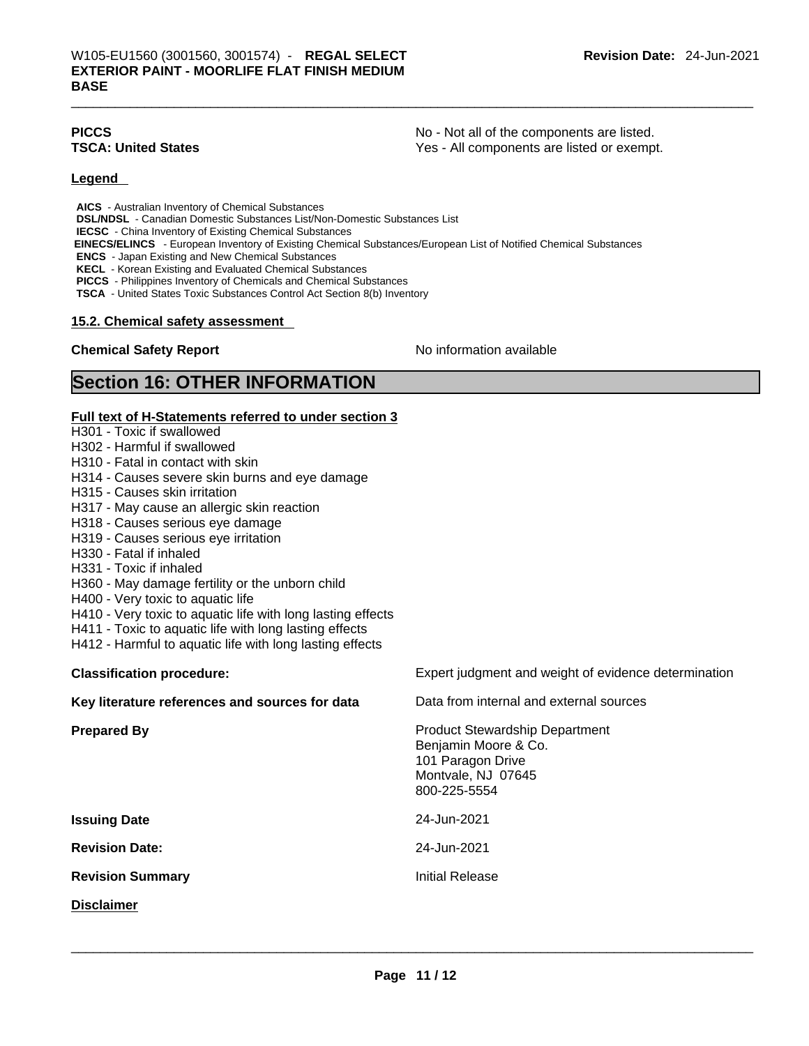**PICCS** No - Not all of the components are listed.
**TSCA: United States** Yes - All components are listed or exempt.

**Legend**

**AICS** - Australian Inventory of Chemical Substances
**DSL/NDSL** - Canadian Domestic Substances List/Non-Domestic Substances List
**IECSC** - China Inventory of Existing Chemical Substances
**EINECS/ELINCS** - European Inventory of Existing Chemical Substances/European List of Notified Chemical Substances
**ENCS** - Japan Existing and New Chemical Substances
**KECL** - Korean Existing and Evaluated Chemical Substances
**PICCS** - Philippines Inventory of Chemicals and Chemical Substances
**TSCA** - United States Toxic Substances Control Act Section 8(b) Inventory

**15.2. Chemical safety assessment**

**Chemical Safety Report** No information available

# Section 16: OTHER INFORMATION

**Full text of H-Statements referred to under section 3**

H301 - Toxic if swallowed
H302 - Harmful if swallowed
H310 - Fatal in contact with skin
H314 - Causes severe skin burns and eye damage
H315 - Causes skin irritation
H317 - May cause an allergic skin reaction
H318 - Causes serious eye damage
H319 - Causes serious eye irritation
H330 - Fatal if inhaled
H331 - Toxic if inhaled
H360 - May damage fertility or the unborn child
H400 - Very toxic to aquatic life
H410 - Very toxic to aquatic life with long lasting effects
H411 - Toxic to aquatic life with long lasting effects
H412 - Harmful to aquatic life with long lasting effects

**Classification procedure:** Expert judgment and weight of evidence determination

**Key literature references and sources for data** Data from internal and external sources

**Prepared By** Product Stewardship Department
Benjamin Moore & Co.
101 Paragon Drive
Montvale, NJ 07645
800-225-5554

**Issuing Date** 24-Jun-2021

**Revision Date:** 24-Jun-2021

**Revision Summary** Initial Release

**Disclaimer**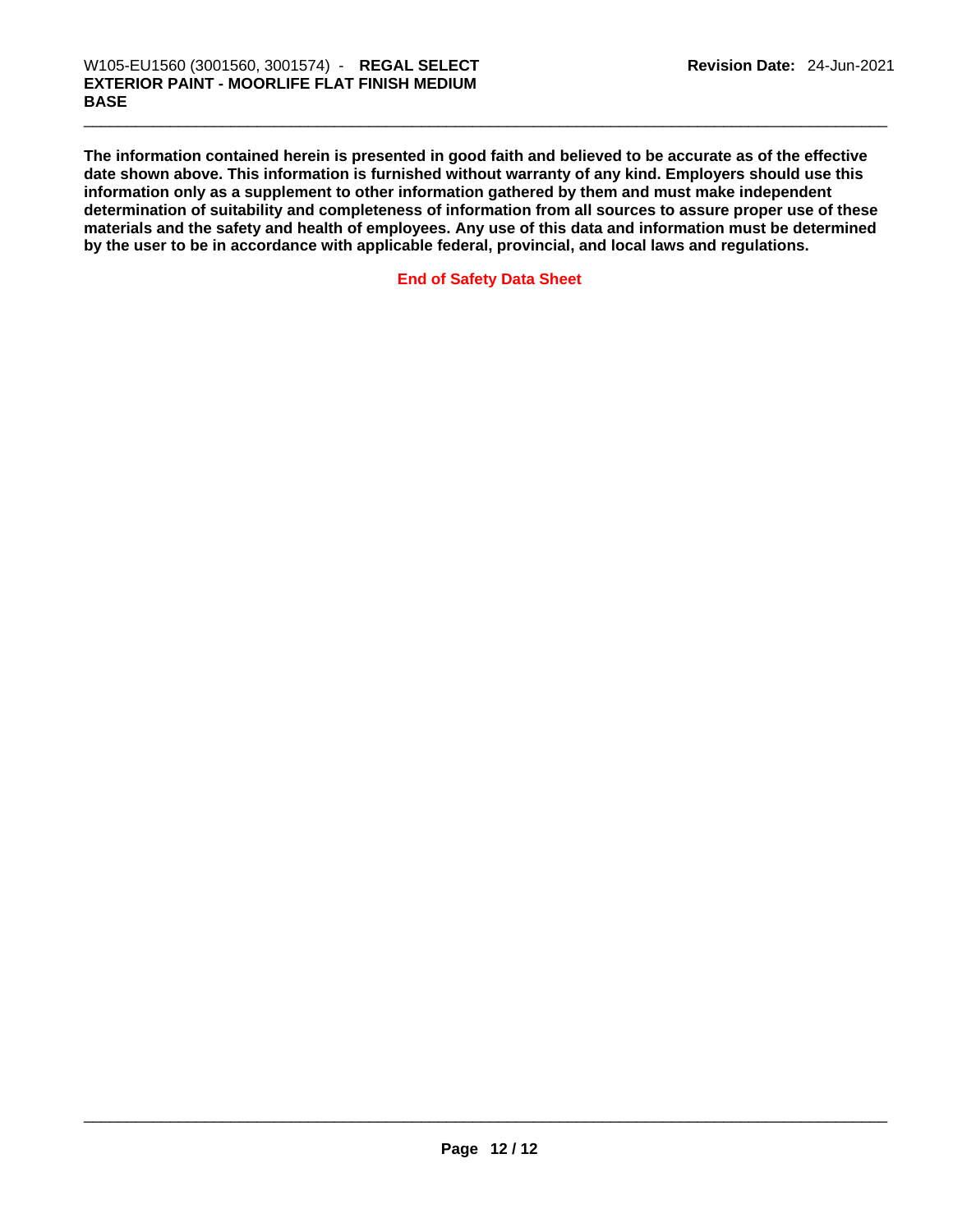**The information contained herein is presented in good faith and believed to be accurate as of the effective date shown above. This information is furnished without warranty of any kind. Employers should use this information only as a supplement to other information gathered by them and must make independent determination of suitability and completeness of information from all sources to assure proper use of these materials and the safety and health of employees. Any use of this data and information must be determined by the user to be in accordance with applicable federal, provincial, and local laws and regulations.**

**End of Safety Data Sheet**